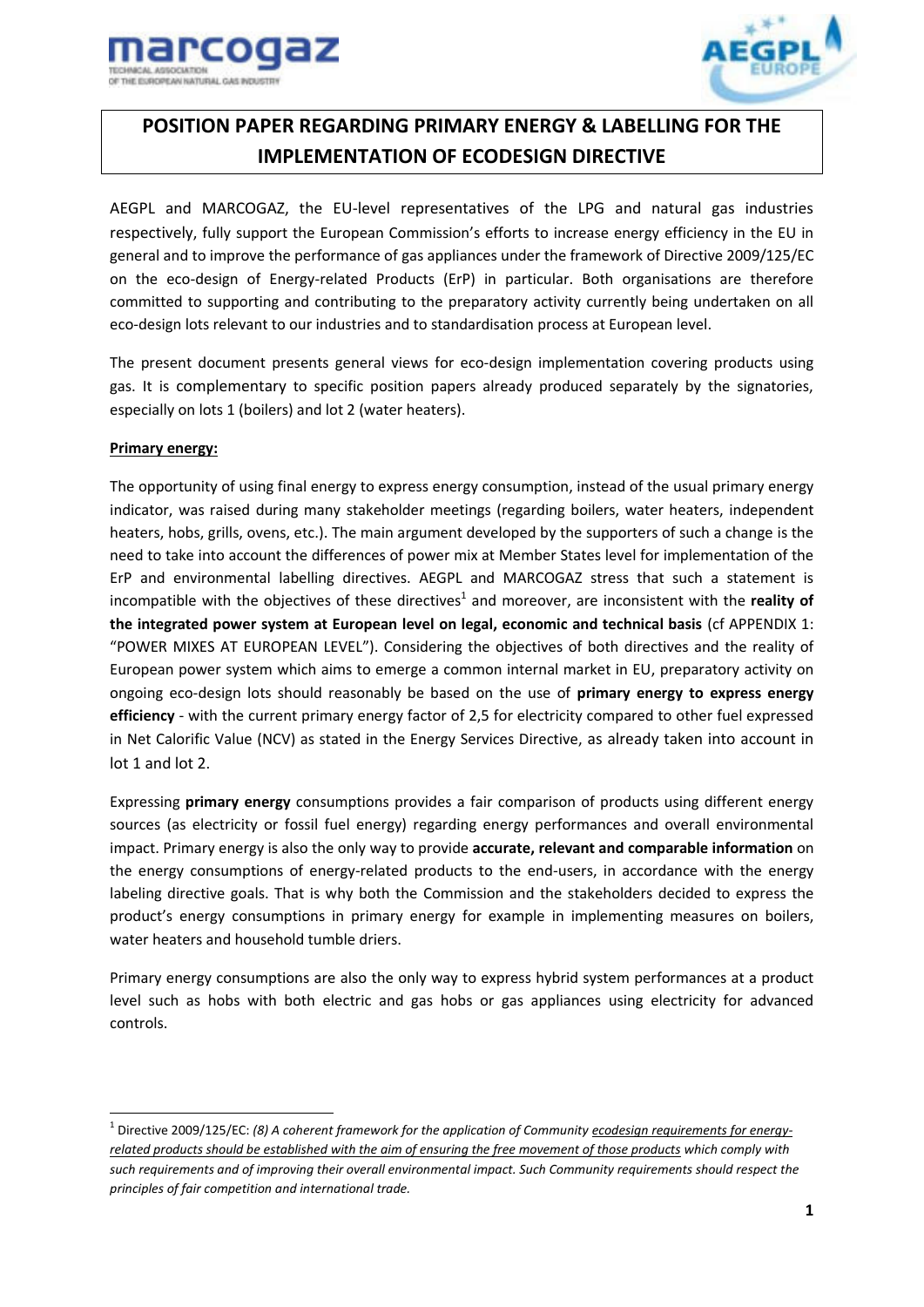# POSITION PAPER REGARDING PRIMARY ENERGY & LABELLING FOR THE IMPLEMENTATION OF ECODESIGN DIRECTIVE

AEGPL and MARCOGAZ, the EU-level representatives of the LPG and natural gas industries respectively, fully support the European Commission's efforts to increase energy efficiency in the EU in general and to improve the performance of gas appliances under the framework of Directive 2009/125/EC on the eco-design of Energy-related Products (ErP) in particular. Both organisations are therefore committed to supporting and contributing to the preparatory activity currently being undertaken on all eco-design lots relevant to our industries and to standardisation process at European level.

The present document presents general views for eco-design implementation covering products using gas. It is complementary to specific position papers already produced separately by the signatories, especially on lots 1 (boilers) and lot 2 (water heaters).

**Primary energy:**

The opportunity of using final energy to express energy consumption, instead of the usual primary energy indicator, was raised during many stakeholder meetings (regarding boilers, water heaters, independent heaters, hobs, grills, ovens, etc.). The main argument developed by the supporters of such a change is the need to take into account the differences of power mix at Member States level for implementation of the ErP and environmental labelling directives. AEGPL and MARCOGAZ stress that such a statement is incompatible with the objectives of these directives[1] and moreover, are inconsistent with the **reality of the integrated power system at European level on legal, economic and technical basis** (cf APPENDIX 1: "POWER MIXES AT EUROPEAN LEVEL"). Considering the objectives of both directives and the reality of European power system which aims to emerge a common internal market in EU, preparatory activity on ongoing eco-design lots should reasonably be based on the use of **primary energy to express energy efficiency** - with the current primary energy factor of 2,5 for electricity compared to other fuel expressed in Net Calorific Value (NCV) as stated in the Energy Services Directive, as already taken into account in lot 1 and lot 2.

Expressing **primary energy** consumptions provides a fair comparison of products using different energy sources (as electricity or fossil fuel energy) regarding energy performances and overall environmental impact. Primary energy is also the only way to provide **accurate, relevant and comparable information** on the energy consumptions of energy-related products to the end-users, in accordance with the energy labeling directive goals. That is why both the Commission and the stakeholders decided to express the product's energy consumptions in primary energy for example in implementing measures on boilers, water heaters and household tumble driers.

Primary energy consumptions are also the only way to express hybrid system performances at a product level such as hobs with both electric and gas hobs or gas appliances using electricity for advanced controls.

---

[1] Directive 2009/125/EC: *(8) A coherent framework for the application of Community ecodesign requirements for energy-related products should be established with the aim of ensuring the free movement of those products which comply with such requirements and of improving their overall environmental impact. Such Community requirements should respect the principles of fair competition and international trade.*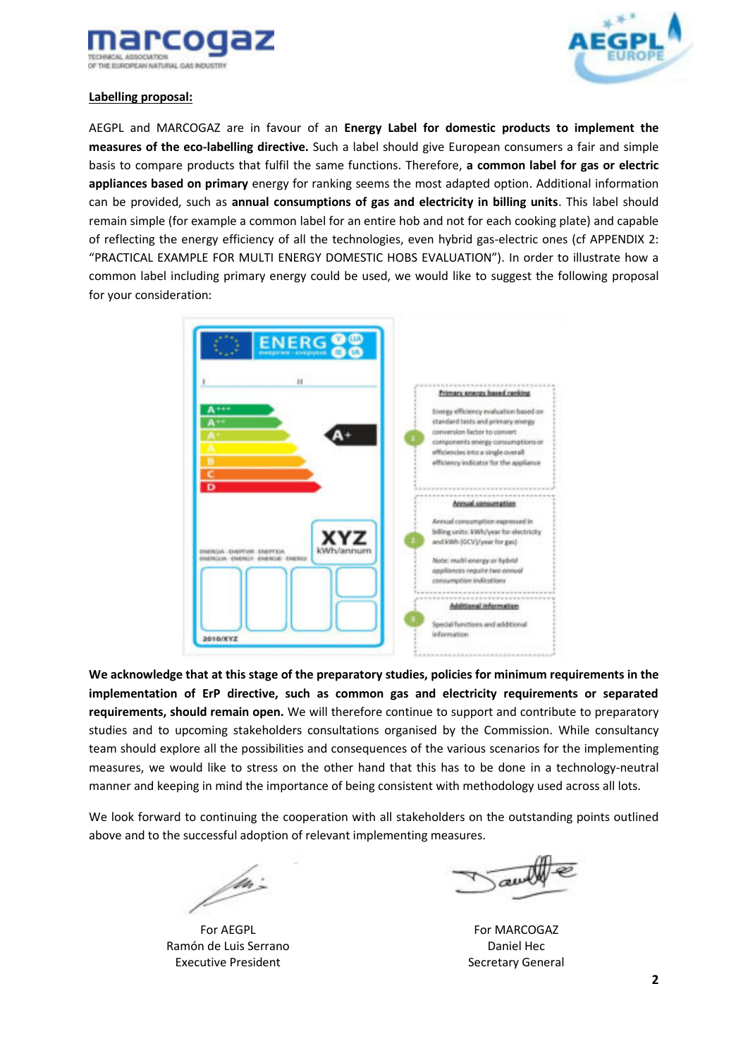**Labelling proposal:**

AEGPL and MARCOGAZ are in favour of an **Energy Label for domestic products to implement the measures of the eco-labelling directive.** Such a label should give European consumers a fair and simple basis to compare products that fulfil the same functions. Therefore, **a common label for gas or electric appliances based on primary** energy for ranking seems the most adapted option. Additional information can be provided, such as **annual consumptions of gas and electricity in billing units**. This label should remain simple (for example a common label for an entire hob and not for each cooking plate) and capable of reflecting the energy efficiency of all the technologies, even hybrid gas-electric ones (cf APPENDIX 2: "PRACTICAL EXAMPLE FOR MULTI ENERGY DOMESTIC HOBS EVALUATION"). In order to illustrate how a common label including primary energy could be used, we would like to suggest the following proposal for your consideration:

ENERG

A+++
A++
A+
A
B
C
D

A+

XYZ kWh/annum

2010/XYZ

1 **Primary energy based ranking**

Energy efficiency evaluation based on standard tests and primary energy conversion factor to convert components energy consumptions or efficiencies into a single overall efficiency indicator for the appliance

2 **Annual consumption**

Annual consumption expressed in billing units: kWh/year for electricity and kWh (GCV)/year for gas)

Note: multi-energy or hybrid appliances require two annual consumption indications

3 **Additional information**

Special functions and additional information

**We acknowledge that at this stage of the preparatory studies, policies for minimum requirements in the implementation of ErP directive, such as common gas and electricity requirements or separated requirements, should remain open.** We will therefore continue to support and contribute to preparatory studies and to upcoming stakeholders consultations organised by the Commission. While consultancy team should explore all the possibilities and consequences of the various scenarios for the implementing measures, we would like to stress on the other hand that this has to be done in a technology-neutral manner and keeping in mind the importance of being consistent with methodology used across all lots.

We look forward to continuing the cooperation with all stakeholders on the outstanding points outlined above and to the successful adoption of relevant implementing measures.

For AEGPL
Ramón de Luis Serrano
Executive President

For MARCOGAZ
Daniel Hec
Secretary General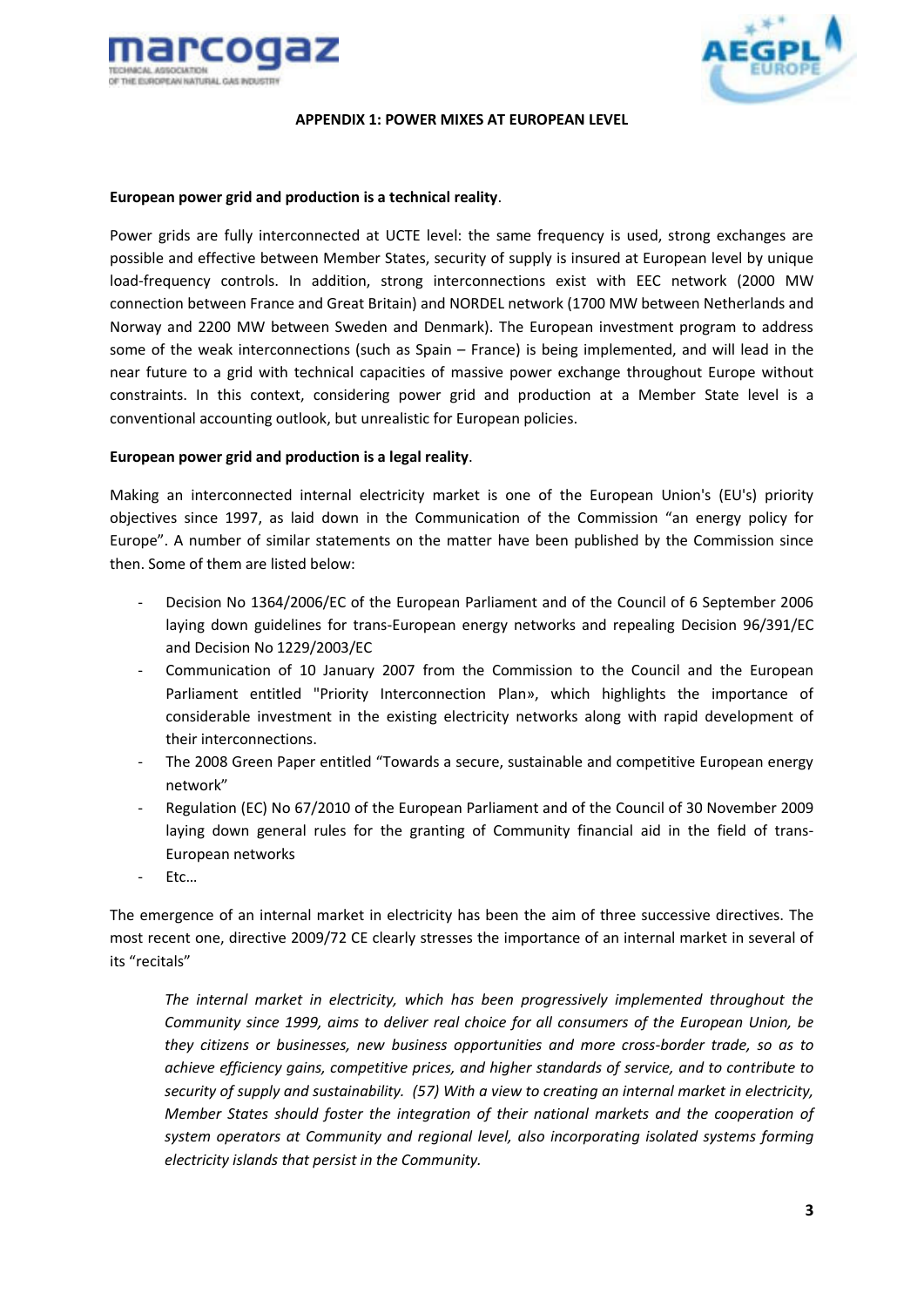## APPENDIX 1: POWER MIXES AT EUROPEAN LEVEL

**European power grid and production is a technical reality**.

Power grids are fully interconnected at UCTE level: the same frequency is used, strong exchanges are possible and effective between Member States, security of supply is insured at European level by unique load-frequency controls. In addition, strong interconnections exist with EEC network (2000 MW connection between France and Great Britain) and NORDEL network (1700 MW between Netherlands and Norway and 2200 MW between Sweden and Denmark). The European investment program to address some of the weak interconnections (such as Spain – France) is being implemented, and will lead in the near future to a grid with technical capacities of massive power exchange throughout Europe without constraints. In this context, considering power grid and production at a Member State level is a conventional accounting outlook, but unrealistic for European policies.

**European power grid and production is a legal reality**.

Making an interconnected internal electricity market is one of the European Union's (EU's) priority objectives since 1997, as laid down in the Communication of the Commission "an energy policy for Europe". A number of similar statements on the matter have been published by the Commission since then. Some of them are listed below:

- Decision No 1364/2006/EC of the European Parliament and of the Council of 6 September 2006 laying down guidelines for trans-European energy networks and repealing Decision 96/391/EC and Decision No 1229/2003/EC
- Communication of 10 January 2007 from the Commission to the Council and the European Parliament entitled "Priority Interconnection Plan», which highlights the importance of considerable investment in the existing electricity networks along with rapid development of their interconnections.
- The 2008 Green Paper entitled "Towards a secure, sustainable and competitive European energy network"
- Regulation (EC) No 67/2010 of the European Parliament and of the Council of 30 November 2009 laying down general rules for the granting of Community financial aid in the field of trans-European networks
- Etc…

The emergence of an internal market in electricity has been the aim of three successive directives. The most recent one, directive 2009/72 CE clearly stresses the importance of an internal market in several of its "recitals"

> *The internal market in electricity, which has been progressively implemented throughout the Community since 1999, aims to deliver real choice for all consumers of the European Union, be they citizens or businesses, new business opportunities and more cross-border trade, so as to achieve efficiency gains, competitive prices, and higher standards of service, and to contribute to security of supply and sustainability. (57) With a view to creating an internal market in electricity, Member States should foster the integration of their national markets and the cooperation of system operators at Community and regional level, also incorporating isolated systems forming electricity islands that persist in the Community.*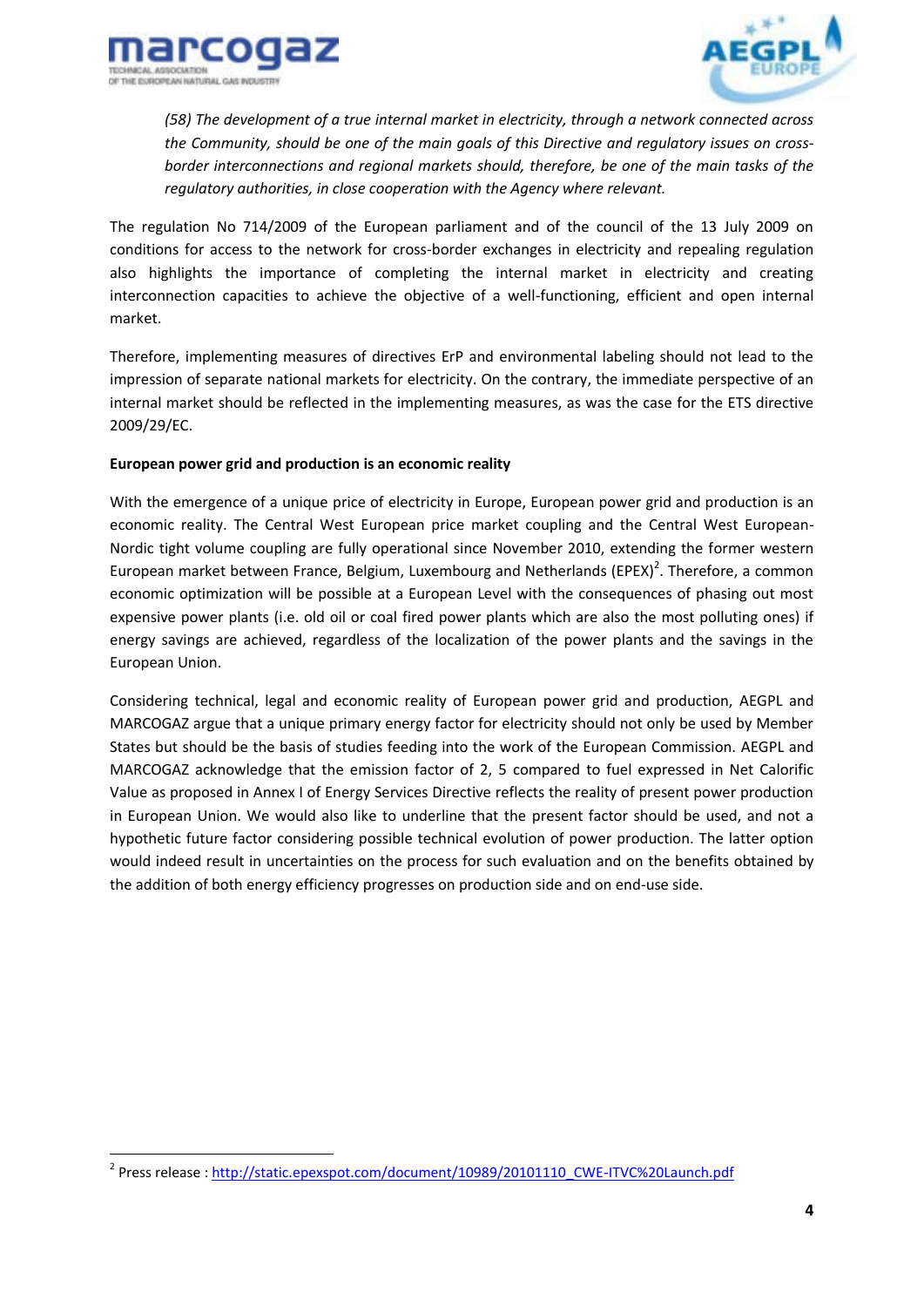*(58) The development of a true internal market in electricity, through a network connected across the Community, should be one of the main goals of this Directive and regulatory issues on cross-border interconnections and regional markets should, therefore, be one of the main tasks of the regulatory authorities, in close cooperation with the Agency where relevant.*

The regulation No 714/2009 of the European parliament and of the council of the 13 July 2009 on conditions for access to the network for cross-border exchanges in electricity and repealing regulation also highlights the importance of completing the internal market in electricity and creating interconnection capacities to achieve the objective of a well-functioning, efficient and open internal market.

Therefore, implementing measures of directives ErP and environmental labeling should not lead to the impression of separate national markets for electricity. On the contrary, the immediate perspective of an internal market should be reflected in the implementing measures, as was the case for the ETS directive 2009/29/EC.

**European power grid and production is an economic reality**

With the emergence of a unique price of electricity in Europe, European power grid and production is an economic reality. The Central West European price market coupling and the Central West European-Nordic tight volume coupling are fully operational since November 2010, extending the former western European market between France, Belgium, Luxembourg and Netherlands (EPEX)[2]. Therefore, a common economic optimization will be possible at a European Level with the consequences of phasing out most expensive power plants (i.e. old oil or coal fired power plants which are also the most polluting ones) if energy savings are achieved, regardless of the localization of the power plants and the savings in the European Union.

Considering technical, legal and economic reality of European power grid and production, AEGPL and MARCOGAZ argue that a unique primary energy factor for electricity should not only be used by Member States but should be the basis of studies feeding into the work of the European Commission. AEGPL and MARCOGAZ acknowledge that the emission factor of 2, 5 compared to fuel expressed in Net Calorific Value as proposed in Annex I of Energy Services Directive reflects the reality of present power production in European Union. We would also like to underline that the present factor should be used, and not a hypothetic future factor considering possible technical evolution of power production. The latter option would indeed result in uncertainties on the process for such evaluation and on the benefits obtained by the addition of both energy efficiency progresses on production side and on end-use side.

[2] Press release : http://static.epexspot.com/document/10989/20101110_CWE-ITVC%20Launch.pdf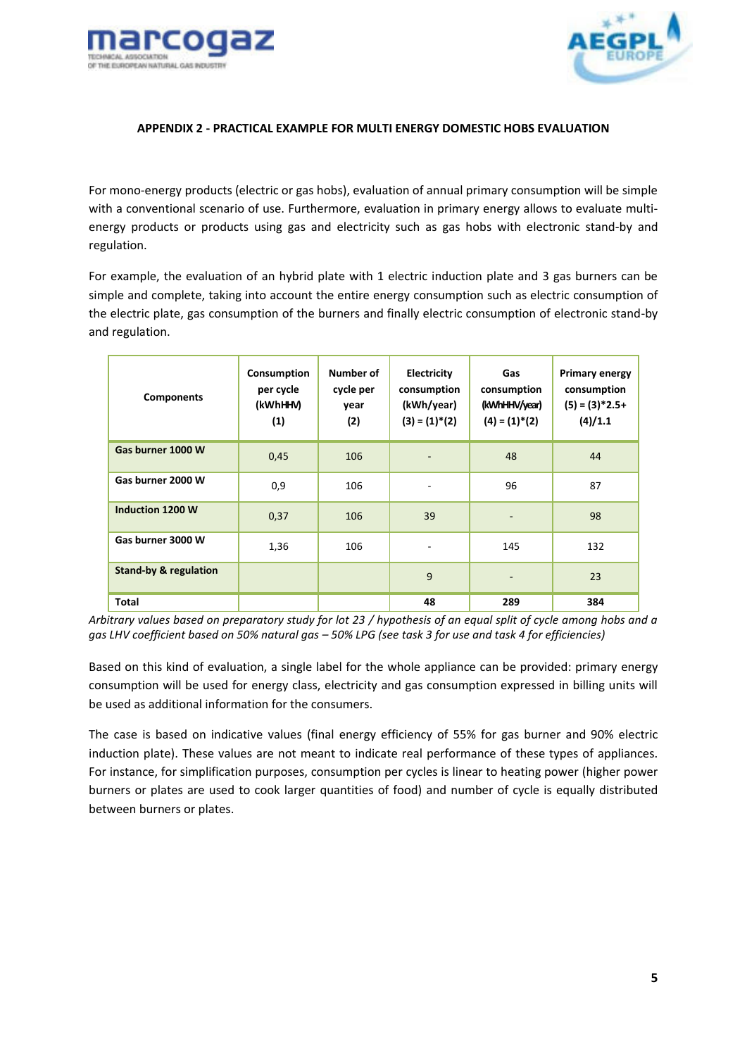**APPENDIX 2 - PRACTICAL EXAMPLE FOR MULTI ENERGY DOMESTIC HOBS EVALUATION**

For mono-energy products (electric or gas hobs), evaluation of annual primary consumption will be simple with a conventional scenario of use. Furthermore, evaluation in primary energy allows to evaluate multi-energy products or products using gas and electricity such as gas hobs with electronic stand-by and regulation.

For example, the evaluation of an hybrid plate with 1 electric induction plate and 3 gas burners can be simple and complete, taking into account the entire energy consumption such as electric consumption of the electric plate, gas consumption of the burners and finally electric consumption of electronic stand-by and regulation.

| Components | Consumption per cycle (kWhHHV) (1) | Number of cycle per year (2) | Electricity consumption (kWh/year) (3) = (1)*(2) | Gas consumption (kWhHHV/year) (4) = (1)*(2) | Primary energy consumption (5) = (3)*2.5+ (4)/1.1 |
|---|---|---|---|---|---|
| **Gas burner 1000 W** | 0,45 | 106 | - | 48 | 44 |
| **Gas burner 2000 W** | 0,9 | 106 | - | 96 | 87 |
| **Induction 1200 W** | 0,37 | 106 | 39 | - | 98 |
| **Gas burner 3000 W** | 1,36 | 106 | - | 145 | 132 |
| **Stand-by & regulation** | | | 9 | - | 23 |
| **Total** | | | 48 | 289 | 384 |

*Arbitrary values based on preparatory study for lot 23 / hypothesis of an equal split of cycle among hobs and a gas LHV coefficient based on 50% natural gas – 50% LPG (see task 3 for use and task 4 for efficiencies)*

Based on this kind of evaluation, a single label for the whole appliance can be provided: primary energy consumption will be used for energy class, electricity and gas consumption expressed in billing units will be used as additional information for the consumers.

The case is based on indicative values (final energy efficiency of 55% for gas burner and 90% electric induction plate). These values are not meant to indicate real performance of these types of appliances. For instance, for simplification purposes, consumption per cycles is linear to heating power (higher power burners or plates are used to cook larger quantities of food) and number of cycle is equally distributed between burners or plates.